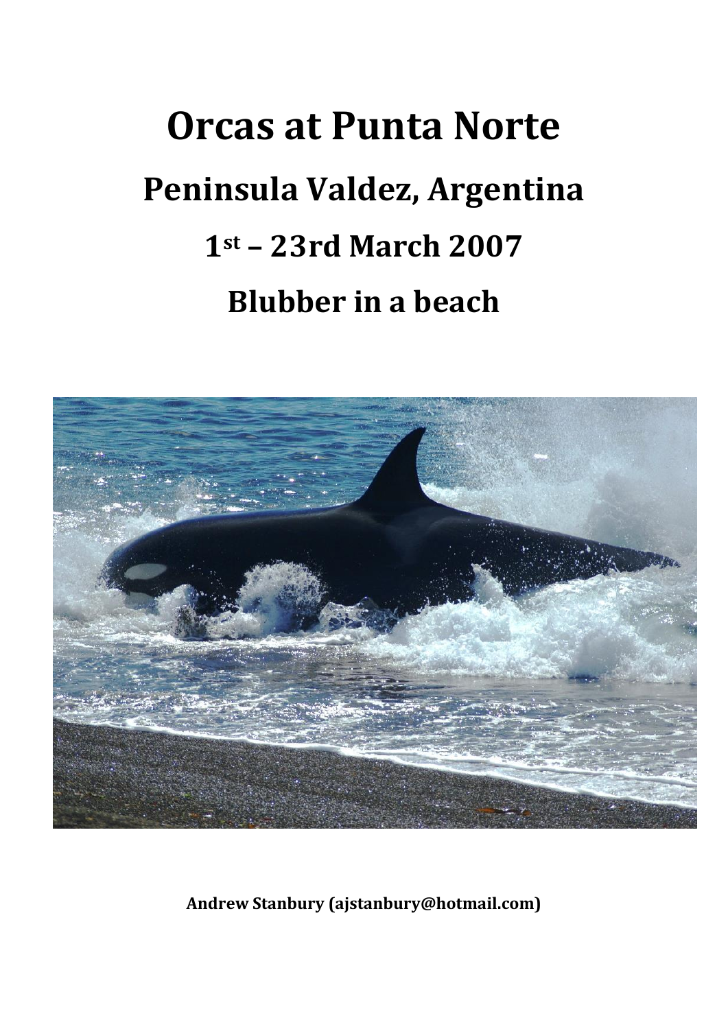# Orcas at Punta Norte

## Peninsula Valdez, Argentina

## 1st – 23rd March 2007

## Blubber in a beach

**Andrew Stanbury (ajstanbury@hotmail.com)**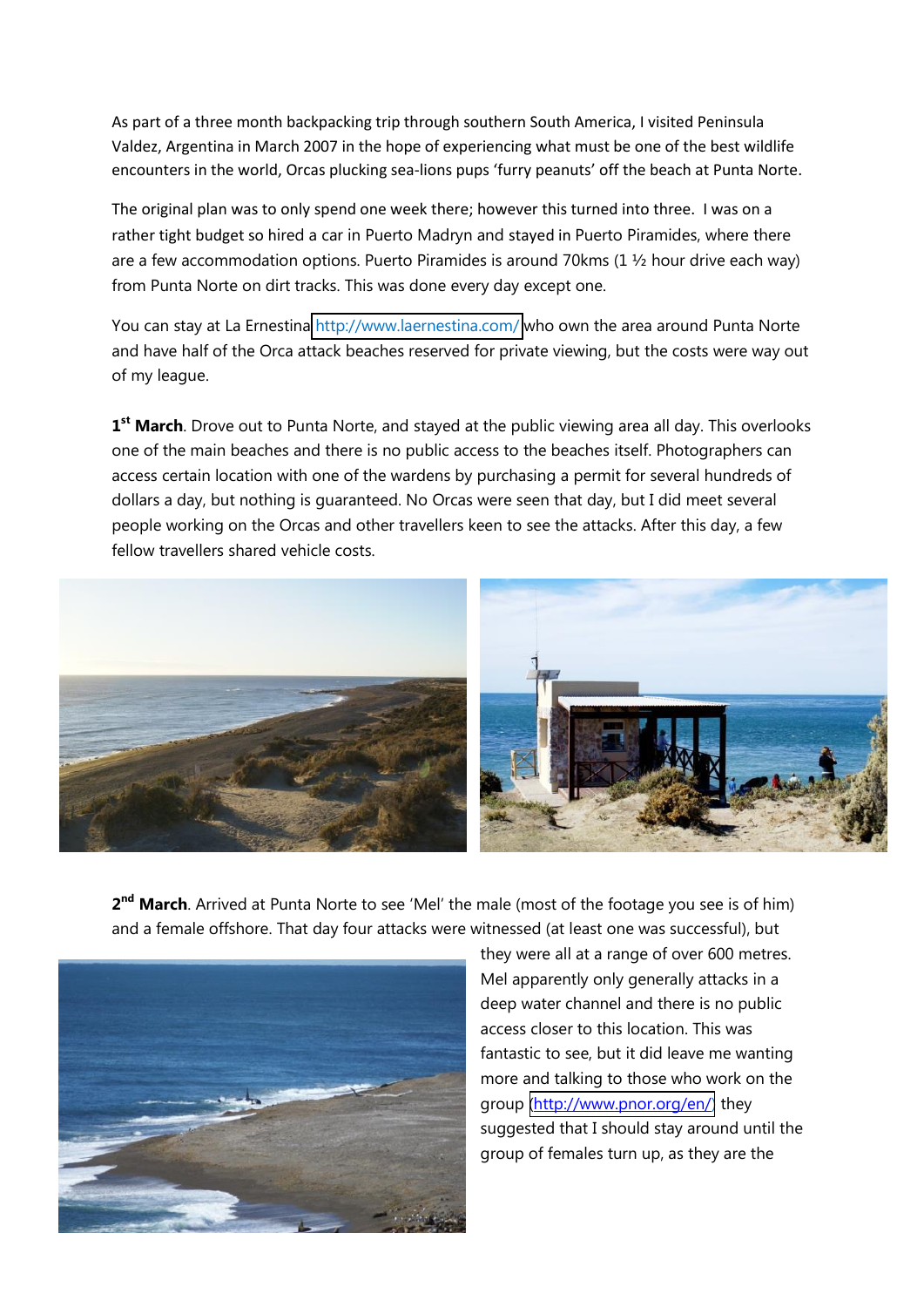As part of a three month backpacking trip through southern South America, I visited Peninsula Valdez, Argentina in March 2007 in the hope of experiencing what must be one of the best wildlife encounters in the world, Orcas plucking sea-lions pups 'furry peanuts' off the beach at Punta Norte.

The original plan was to only spend one week there; however this turned into three. I was on a rather tight budget so hired a car in Puerto Madryn and stayed in Puerto Piramides, where there are a few accommodation options. Puerto Piramides is around 70kms (1 ½ hour drive each way) from Punta Norte on dirt tracks. This was done every day except one.

You can stay at La Ernestina http://www.laernestina.com/ who own the area around Punta Norte and have half of the Orca attack beaches reserved for private viewing, but the costs were way out of my league.

**1st March**. Drove out to Punta Norte, and stayed at the public viewing area all day. This overlooks one of the main beaches and there is no public access to the beaches itself. Photographers can access certain location with one of the wardens by purchasing a permit for several hundreds of dollars a day, but nothing is guaranteed. No Orcas were seen that day, but I did meet several people working on the Orcas and other travellers keen to see the attacks. After this day, a few fellow travellers shared vehicle costs.

**2nd March**. Arrived at Punta Norte to see 'Mel' the male (most of the footage you see is of him) and a female offshore. That day four attacks were witnessed (at least one was successful), but they were all at a range of over 600 metres. Mel apparently only generally attacks in a deep water channel and there is no public access closer to this location. This was fantastic to see, but it did leave me wanting more and talking to those who work on the group (http://www.pnor.org/en/) they suggested that I should stay around until the group of females turn up, as they are the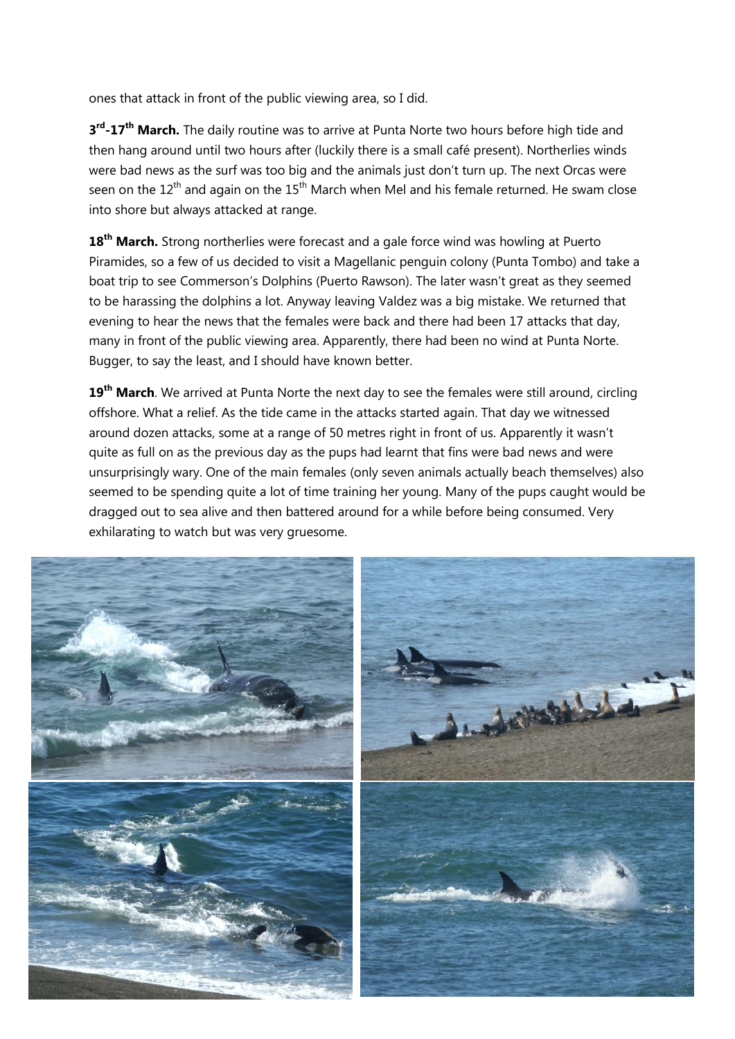ones that attack in front of the public viewing area, so I did.

**3rd-17th March.** The daily routine was to arrive at Punta Norte two hours before high tide and then hang around until two hours after (luckily there is a small café present). Northerlies winds were bad news as the surf was too big and the animals just don't turn up. The next Orcas were seen on the 12th and again on the 15th March when Mel and his female returned. He swam close into shore but always attacked at range.

**18th March.** Strong northerlies were forecast and a gale force wind was howling at Puerto Piramides, so a few of us decided to visit a Magellanic penguin colony (Punta Tombo) and take a boat trip to see Commerson's Dolphins (Puerto Rawson). The later wasn't great as they seemed to be harassing the dolphins a lot. Anyway leaving Valdez was a big mistake. We returned that evening to hear the news that the females were back and there had been 17 attacks that day, many in front of the public viewing area. Apparently, there had been no wind at Punta Norte. Bugger, to say the least, and I should have known better.

**19th March**. We arrived at Punta Norte the next day to see the females were still around, circling offshore. What a relief. As the tide came in the attacks started again. That day we witnessed around dozen attacks, some at a range of 50 metres right in front of us. Apparently it wasn't quite as full on as the previous day as the pups had learnt that fins were bad news and were unsurprisingly wary. One of the main females (only seven animals actually beach themselves) also seemed to be spending quite a lot of time training her young. Many of the pups caught would be dragged out to sea alive and then battered around for a while before being consumed. Very exhilarating to watch but was very gruesome.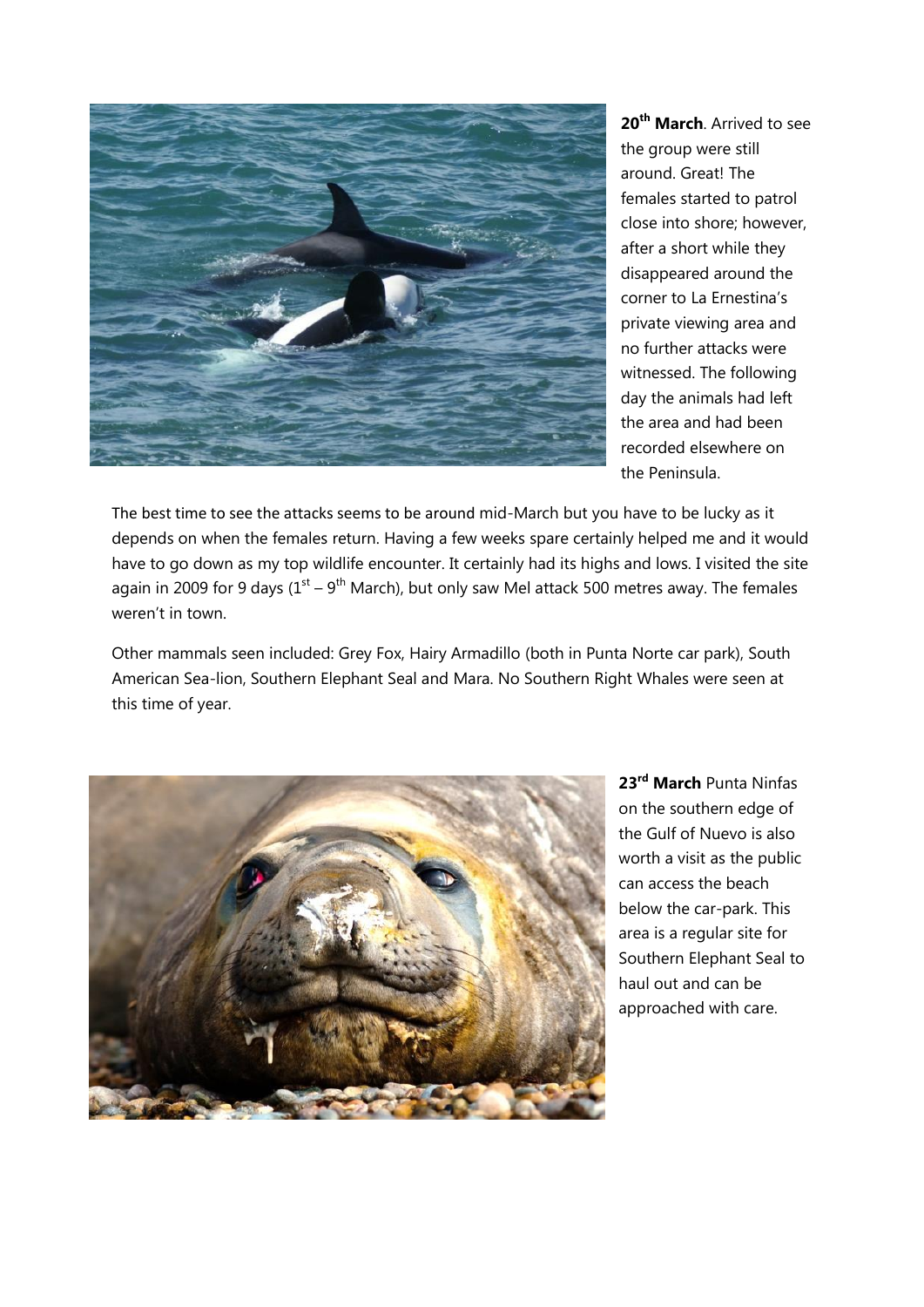**20th March**. Arrived to see the group were still around. Great! The females started to patrol close into shore; however, after a short while they disappeared around the corner to La Ernestina's private viewing area and no further attacks were witnessed. The following day the animals had left the area and had been recorded elsewhere on the Peninsula.

The best time to see the attacks seems to be around mid-March but you have to be lucky as it depends on when the females return. Having a few weeks spare certainly helped me and it would have to go down as my top wildlife encounter. It certainly had its highs and lows. I visited the site again in 2009 for 9 days (1st – 9th March), but only saw Mel attack 500 metres away. The females weren't in town.

Other mammals seen included: Grey Fox, Hairy Armadillo (both in Punta Norte car park), South American Sea-lion, Southern Elephant Seal and Mara. No Southern Right Whales were seen at this time of year.

**23rd March** Punta Ninfas on the southern edge of the Gulf of Nuevo is also worth a visit as the public can access the beach below the car-park. This area is a regular site for Southern Elephant Seal to haul out and can be approached with care.